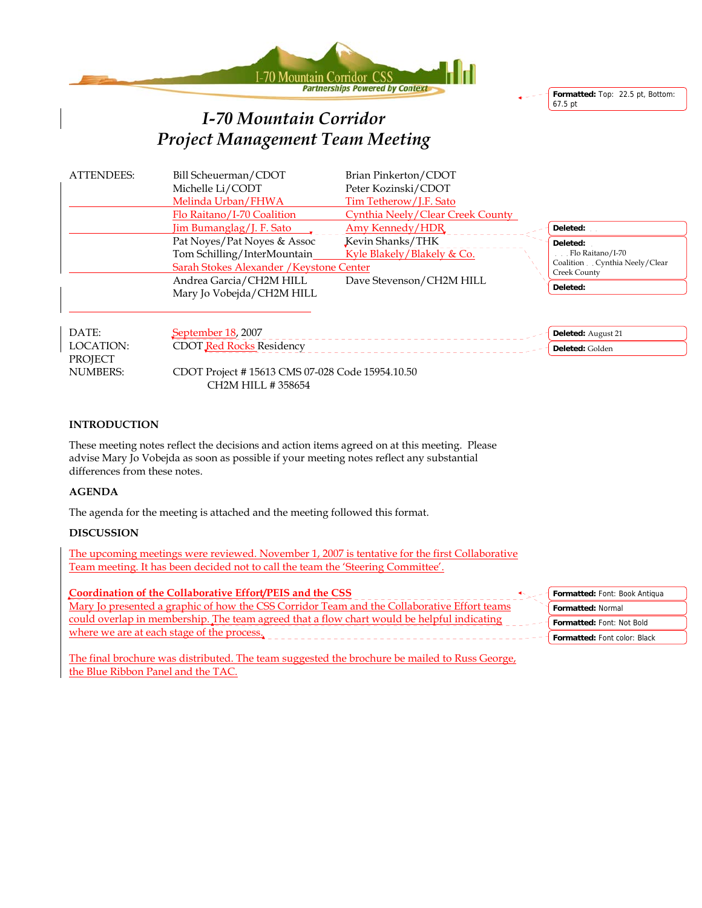# I-70 Mountain Corridor Project Management Team Meeting

| ATTENDEES: | Bill Scheuerman/CDOT | Brian Pinkerton/CDOT |
|---|---|---|
| | Michelle Li/CODT | Peter Kozinski/CDOT |
| | Melinda Urban/FHWA | Tim Tetherow/J.F. Sato |
| | Flo Raitano/I-70 Coalition | Cynthia Neely/Clear Creek County |
| | Jim Bumanglag/J. F. Sato | Amy Kennedy/HDR |
| | Pat Noyes/Pat Noyes & Assoc | Kevin Shanks/THK |
| | Tom Schilling/InterMountain | Kyle Blakely/Blakely & Co. |
| | Sarah Stokes Alexander /Keystone Center | |
| | Andrea Garcia/CH2M HILL | Dave Stevenson/CH2M HILL |
| | Mary Jo Vobejda/CH2M HILL | |

| | |
|---|---|
| DATE: | September 18, 2007 |
| LOCATION: | CDOT Red Rocks Residency |
| PROJECT NUMBERS: | CDOT Project # 15613 CMS 07-028 Code 15954.10.50<br>CH2M HILL # 358654 |

## INTRODUCTION

These meeting notes reflect the decisions and action items agreed on at this meeting. Please advise Mary Jo Vobejda as soon as possible if your meeting notes reflect any substantial differences from these notes.

## AGENDA

The agenda for the meeting is attached and the meeting followed this format.

## DISCUSSION

The upcoming meetings were reviewed. November 1, 2007 is tentative for the first Collaborative Team meeting. It has been decided not to call the team the 'Steering Committee'.

**Coordination of the Collaborative Effort/PEIS and the CSS**

Mary Jo presented a graphic of how the CSS Corridor Team and the Collaborative Effort teams could overlap in membership. The team agreed that a flow chart would be helpful indicating where we are at each stage of the process.

The final brochure was distributed. The team suggested the brochure be mailed to Russ George, the Blue Ribbon Panel and the TAC.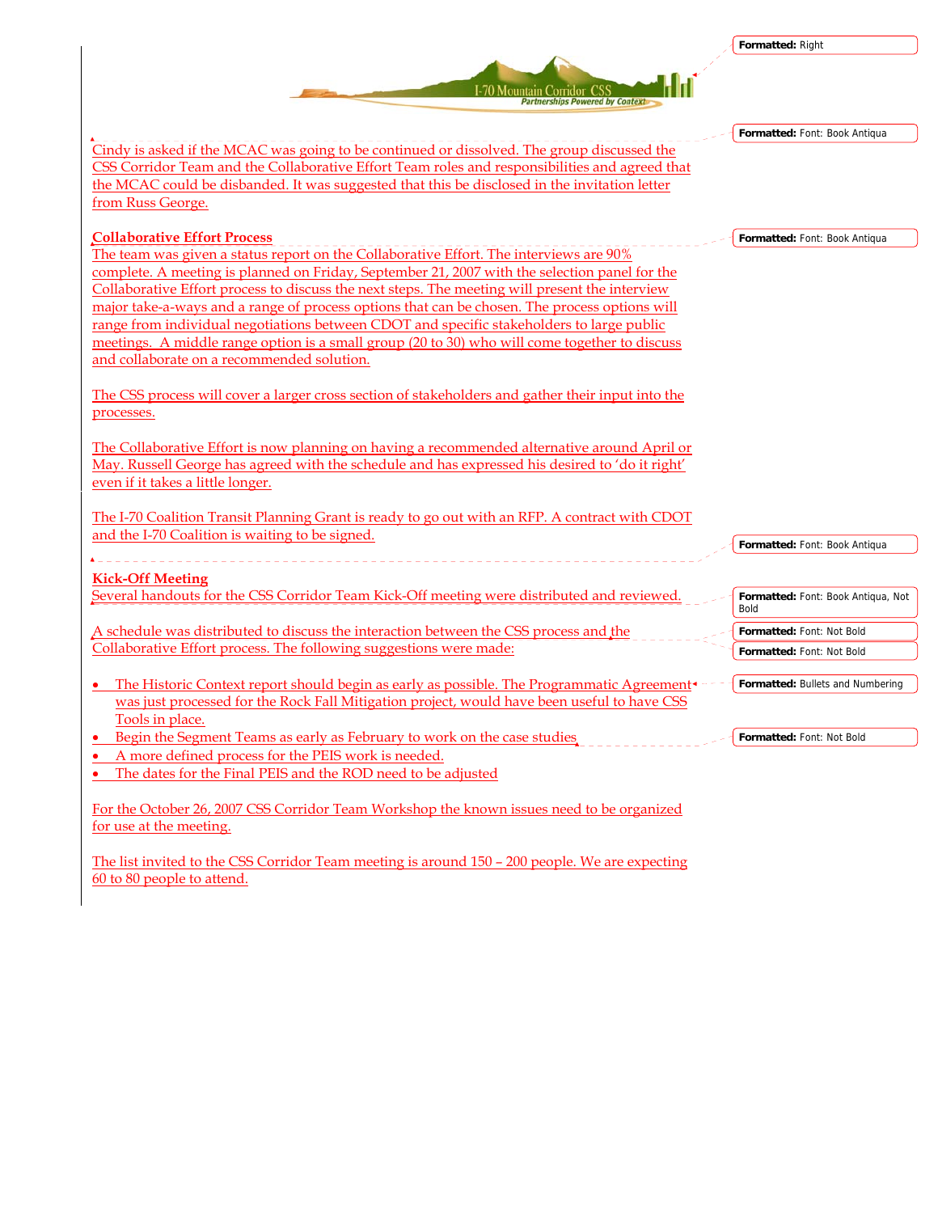Cindy is asked if the MCAC was going to be continued or dissolved. The group discussed the CSS Corridor Team and the Collaborative Effort Team roles and responsibilities and agreed that the MCAC could be disbanded. It was suggested that this be disclosed in the invitation letter from Russ George.

**Collaborative Effort Process**

The team was given a status report on the Collaborative Effort. The interviews are 90% complete. A meeting is planned on Friday, September 21, 2007 with the selection panel for the Collaborative Effort process to discuss the next steps. The meeting will present the interview major take-a-ways and a range of process options that can be chosen. The process options will range from individual negotiations between CDOT and specific stakeholders to large public meetings. A middle range option is a small group (20 to 30) who will come together to discuss and collaborate on a recommended solution.

The CSS process will cover a larger cross section of stakeholders and gather their input into the processes.

The Collaborative Effort is now planning on having a recommended alternative around April or May. Russell George has agreed with the schedule and has expressed his desired to 'do it right' even if it takes a little longer.

The I-70 Coalition Transit Planning Grant is ready to go out with an RFP. A contract with CDOT and the I-70 Coalition is waiting to be signed.

**Kick-Off Meeting**

Several handouts for the CSS Corridor Team Kick-Off meeting were distributed and reviewed.

A schedule was distributed to discuss the interaction between the CSS process and the Collaborative Effort process. The following suggestions were made:

- The Historic Context report should begin as early as possible. The Programmatic Agreement was just processed for the Rock Fall Mitigation project, would have been useful to have CSS Tools in place.
- Begin the Segment Teams as early as February to work on the case studies
- A more defined process for the PEIS work is needed.
- The dates for the Final PEIS and the ROD need to be adjusted

For the October 26, 2007 CSS Corridor Team Workshop the known issues need to be organized for use at the meeting.

The list invited to the CSS Corridor Team meeting is around 150 – 200 people. We are expecting 60 to 80 people to attend.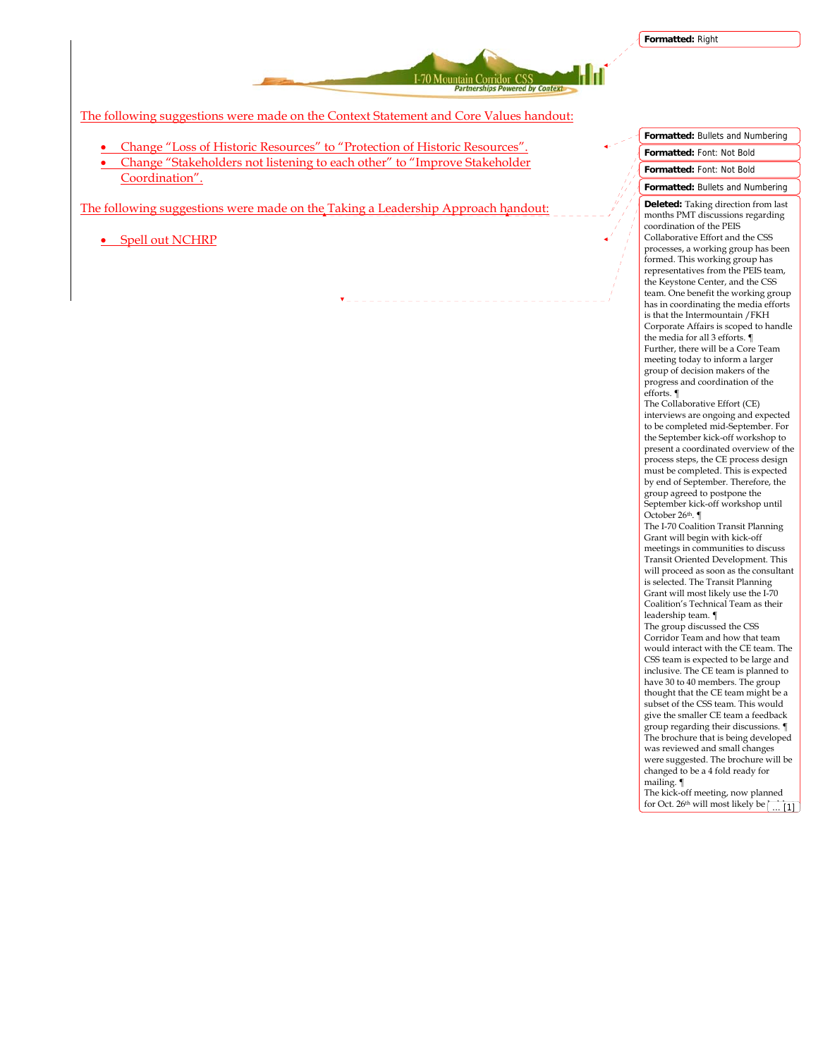The following suggestions were made on the Context Statement and Core Values handout:

- Change "Loss of Historic Resources" to "Protection of Historic Resources".
- Change "Stakeholders not listening to each other" to "Improve Stakeholder Coordination".

The following suggestions were made on the Taking a Leadership Approach handout:

- Spell out NCHRP

**Formatted:** Right

**Formatted:** Bullets and Numbering

**Formatted:** Font: Not Bold

**Formatted:** Font: Not Bold

**Formatted:** Bullets and Numbering

**Deleted:** Taking direction from last months PMT discussions regarding coordination of the PEIS Collaborative Effort and the CSS processes, a working group has been formed. This working group has representatives from the PEIS team, the Keystone Center, and the CSS team. One benefit the working group has in coordinating the media efforts is that the Intermountain /FKH Corporate Affairs is scoped to handle the media for all 3 efforts. ¶
Further, there will be a Core Team meeting today to inform a larger group of decision makers of the progress and coordination of the efforts. ¶
The Collaborative Effort (CE) interviews are ongoing and expected to be completed mid-September. For the September kick-off workshop to present a coordinated overview of the process steps, the CE process design must be completed. This is expected by end of September. Therefore, the group agreed to postpone the September kick-off workshop until October 26th. ¶
The I-70 Coalition Transit Planning Grant will begin with kick-off meetings in communities to discuss Transit Oriented Development. This will proceed as soon as the consultant is selected. The Transit Planning Grant will most likely use the I-70 Coalition's Technical Team as their leadership team. ¶
The group discussed the CSS Corridor Team and how that team would interact with the CE team. The CSS team is expected to be large and inclusive. The CE team is planned to have 30 to 40 members. The group thought that the CE team might be a subset of the CSS team. This would give the smaller CE team a feedback group regarding their discussions. ¶
The brochure that is being developed was reviewed and small changes were suggested. The brochure will be changed to be a 4 fold ready for mailing. ¶
The kick-off meeting, now planned for Oct. 26th will most likely be ... [1]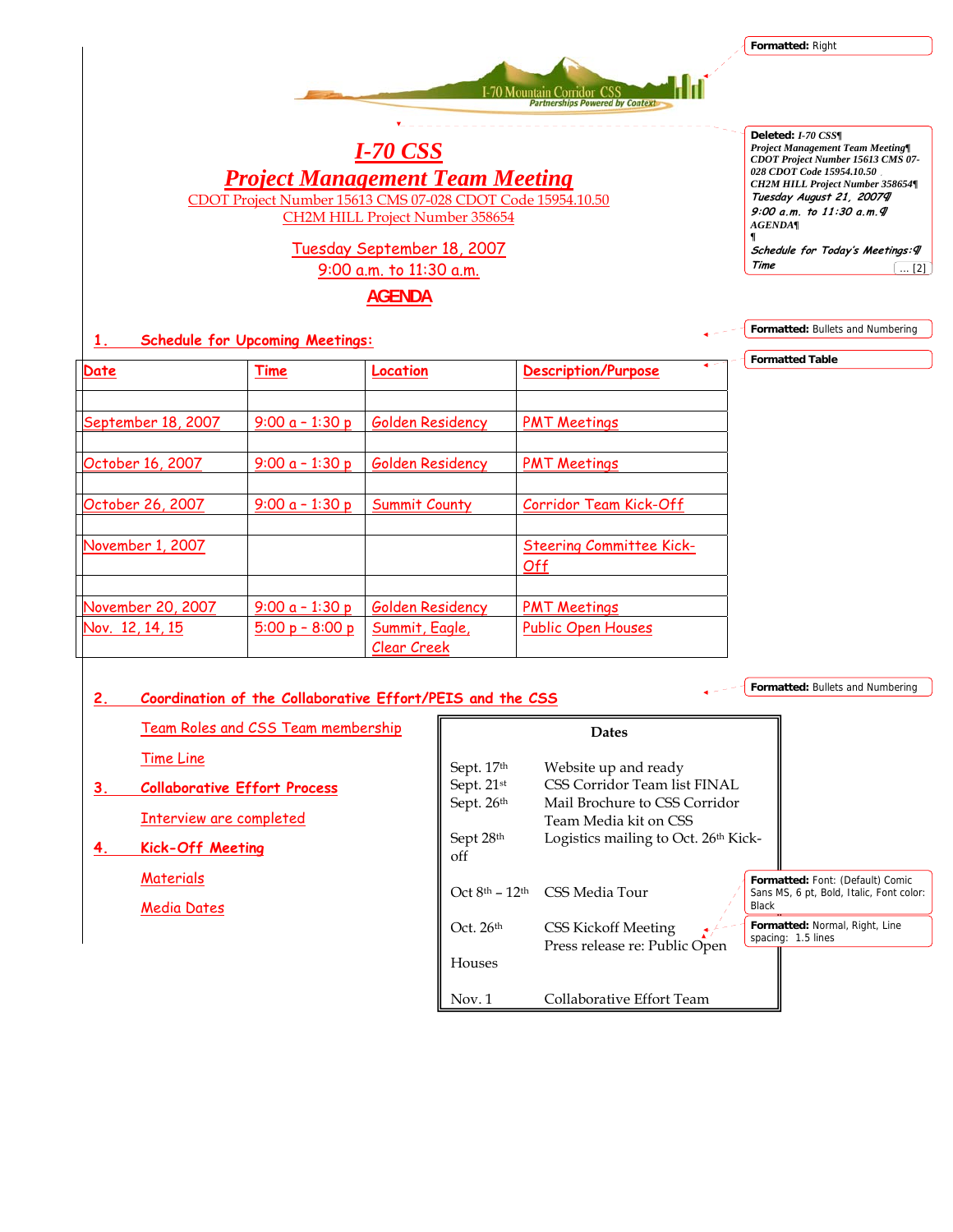# I-70 CSS

## Project Management Team Meeting

CDOT Project Number 15613 CMS 07-028 CDOT Code 15954.10.50
CH2M HILL Project Number 358654

Tuesday September 18, 2007
9:00 a.m. to 11:30 a.m.

**AGENDA**

### 1. Schedule for Upcoming Meetings:

| Date | Time | Location | Description/Purpose |
|---|---|---|---|
| | | | |
| September 18, 2007 | 9:00 a – 1:30 p | Golden Residency | PMT Meetings |
| | | | |
| October 16, 2007 | 9:00 a – 1:30 p | Golden Residency | PMT Meetings |
| | | | |
| October 26, 2007 | 9:00 a – 1:30 p | Summit County | Corridor Team Kick-Off |
| | | | |
| November 1, 2007 | | | Steering Committee Kick-Off |
| | | | |
| November 20, 2007 | 9:00 a – 1:30 p | Golden Residency | PMT Meetings |
| Nov. 12, 14, 15 | 5:00 p – 8:00 p | Summit, Eagle, Clear Creek | Public Open Houses |

### 2. Coordination of the Collaborative Effort/PEIS and the CSS

Team Roles and CSS Team membership

Time Line

### 3. Collaborative Effort Process

Interview are completed

### 4. Kick-Off Meeting

Materials

Media Dates

| Dates | |
|---|---|
| Sept. 17th | Website up and ready |
| Sept. 21st | CSS Corridor Team list FINAL |
| Sept. 26th | Mail Brochure to CSS Corridor Team Media kit on CSS |
| Sept 28th | Logistics mailing to Oct. 26th Kick-off |
| Oct 8th – 12th | CSS Media Tour |
| Oct. 26th | CSS Kickoff Meeting Press release re: Public Open Houses |
| Nov. 1 | Collaborative Effort Team |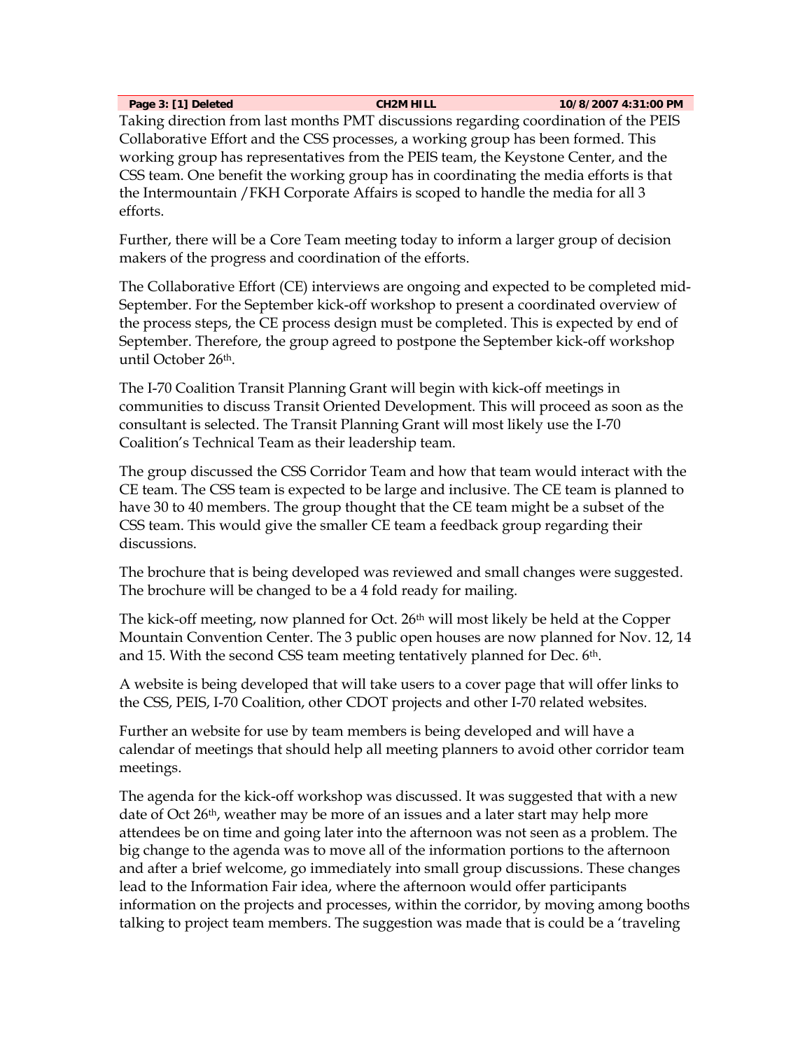**Page 3: [1] Deleted CH2M HILL 10/8/2007 4:31:00 PM**

Taking direction from last months PMT discussions regarding coordination of the PEIS Collaborative Effort and the CSS processes, a working group has been formed. This working group has representatives from the PEIS team, the Keystone Center, and the CSS team. One benefit the working group has in coordinating the media efforts is that the Intermountain /FKH Corporate Affairs is scoped to handle the media for all 3 efforts.

Further, there will be a Core Team meeting today to inform a larger group of decision makers of the progress and coordination of the efforts.

The Collaborative Effort (CE) interviews are ongoing and expected to be completed mid-September. For the September kick-off workshop to present a coordinated overview of the process steps, the CE process design must be completed. This is expected by end of September. Therefore, the group agreed to postpone the September kick-off workshop until October 26th.

The I-70 Coalition Transit Planning Grant will begin with kick-off meetings in communities to discuss Transit Oriented Development. This will proceed as soon as the consultant is selected. The Transit Planning Grant will most likely use the I-70 Coalition's Technical Team as their leadership team.

The group discussed the CSS Corridor Team and how that team would interact with the CE team. The CSS team is expected to be large and inclusive. The CE team is planned to have 30 to 40 members. The group thought that the CE team might be a subset of the CSS team. This would give the smaller CE team a feedback group regarding their discussions.

The brochure that is being developed was reviewed and small changes were suggested. The brochure will be changed to be a 4 fold ready for mailing.

The kick-off meeting, now planned for Oct. 26th will most likely be held at the Copper Mountain Convention Center. The 3 public open houses are now planned for Nov. 12, 14 and 15. With the second CSS team meeting tentatively planned for Dec. 6th.

A website is being developed that will take users to a cover page that will offer links to the CSS, PEIS, I-70 Coalition, other CDOT projects and other I-70 related websites.

Further an website for use by team members is being developed and will have a calendar of meetings that should help all meeting planners to avoid other corridor team meetings.

The agenda for the kick-off workshop was discussed. It was suggested that with a new date of Oct 26th, weather may be more of an issues and a later start may help more attendees be on time and going later into the afternoon was not seen as a problem. The big change to the agenda was to move all of the information portions to the afternoon and after a brief welcome, go immediately into small group discussions. These changes lead to the Information Fair idea, where the afternoon would offer participants information on the projects and processes, within the corridor, by moving among booths talking to project team members. The suggestion was made that is could be a 'traveling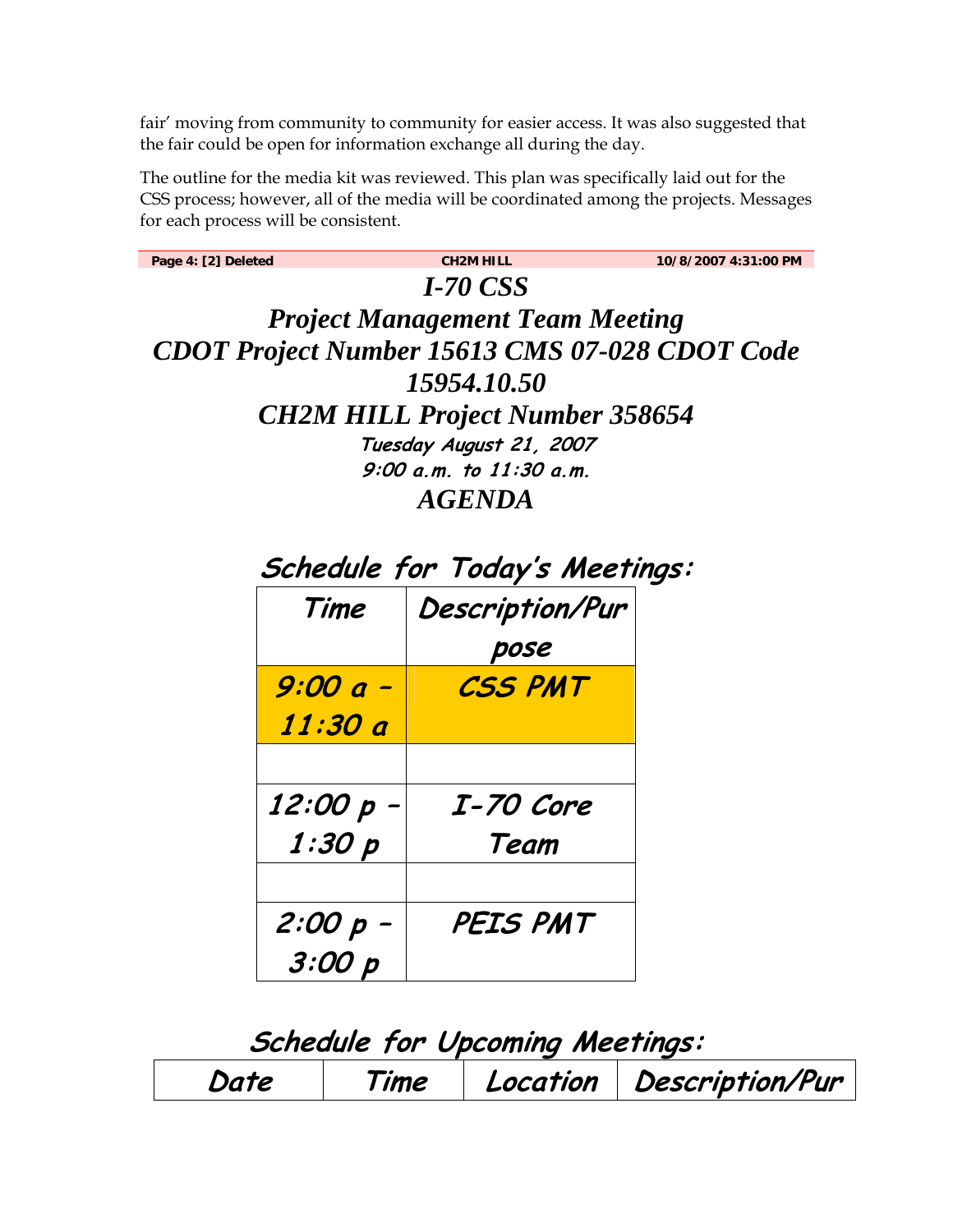fair' moving from community to community for easier access. It was also suggested that the fair could be open for information exchange all during the day.

The outline for the media kit was reviewed. This plan was specifically laid out for the CSS process; however, all of the media will be coordinated among the projects. Messages for each process will be consistent.

**Page 4: [2] Deleted** **CH2M HILL** **10/8/2007 4:31:00 PM**

# *I-70 CSS*

# *Project Management Team Meeting*

# *CDOT Project Number 15613 CMS 07-028 CDOT Code 15954.10.50*

# *CH2M HILL Project Number 358654*

***Tuesday August 21, 2007***

***9:00 a.m. to 11:30 a.m.***

# *AGENDA*

## *Schedule for Today's Meetings:*

| *Time* | *Description/Purpose* |
|---|---|
| *9:00 a – 11:30 a* | *CSS PMT* |
| | |
| *12:00 p – 1:30 p* | *I-70 Core Team* |
| | |
| *2:00 p – 3:00 p* | *PEIS PMT* |

## *Schedule for Upcoming Meetings:*

| *Date* | *Time* | *Location* | *Description/Pur* |
|---|---|---|---|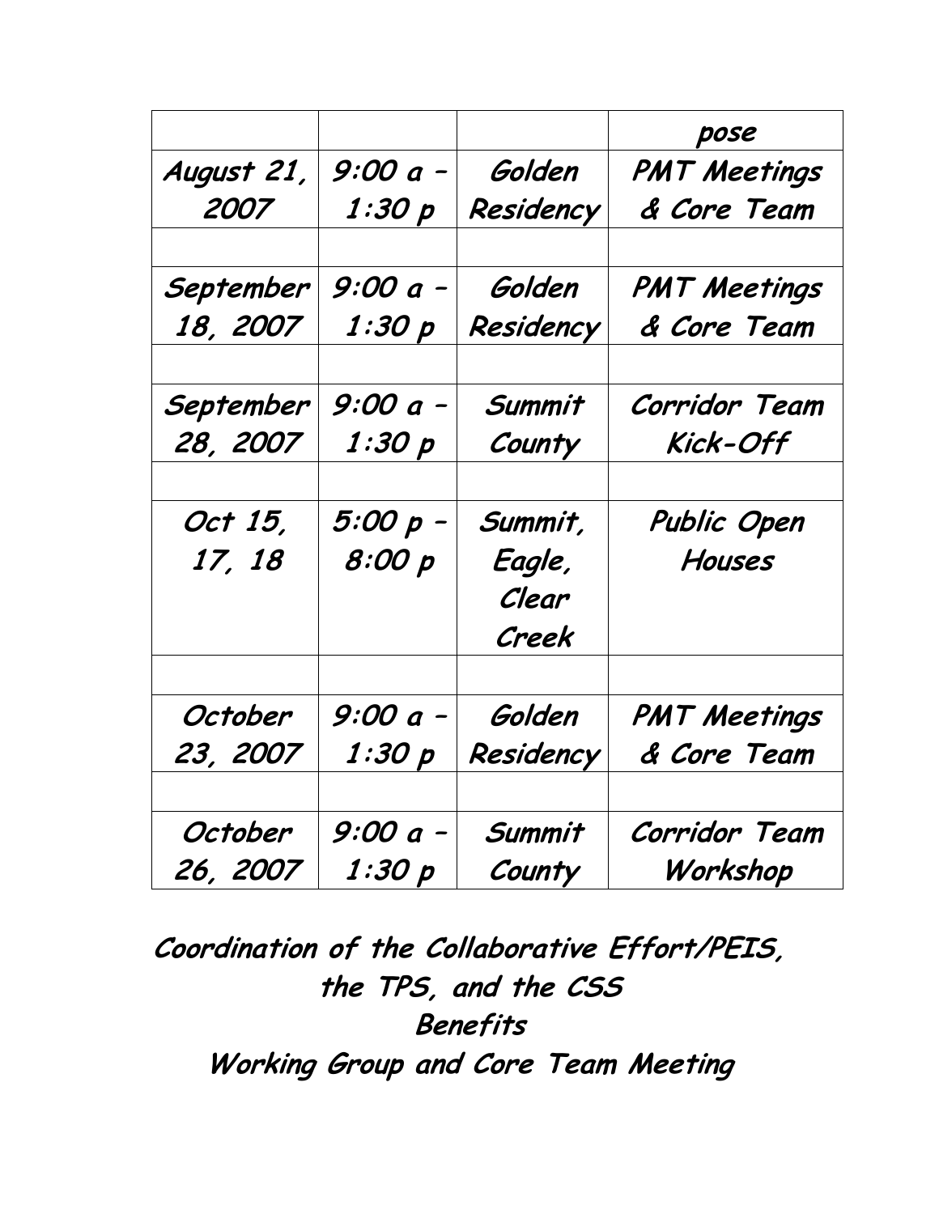| | | | pose |
|---|---|---|---|
| August 21, 2007 | 9:00 a – 1:30 p | Golden Residency | PMT Meetings & Core Team |
| | | | |
| September 18, 2007 | 9:00 a – 1:30 p | Golden Residency | PMT Meetings & Core Team |
| | | | |
| September 28, 2007 | 9:00 a – 1:30 p | Summit County | Corridor Team Kick-Off |
| | | | |
| Oct 15, 17, 18 | 5:00 p – 8:00 p | Summit, Eagle, Clear Creek | Public Open Houses |
| | | | |
| October 23, 2007 | 9:00 a – 1:30 p | Golden Residency | PMT Meetings & Core Team |
| | | | |
| October 26, 2007 | 9:00 a – 1:30 p | Summit County | Corridor Team Workshop |

**Coordination of the Collaborative Effort/PEIS, the TPS, and the CSS**

**Benefits**

**Working Group and Core Team Meeting**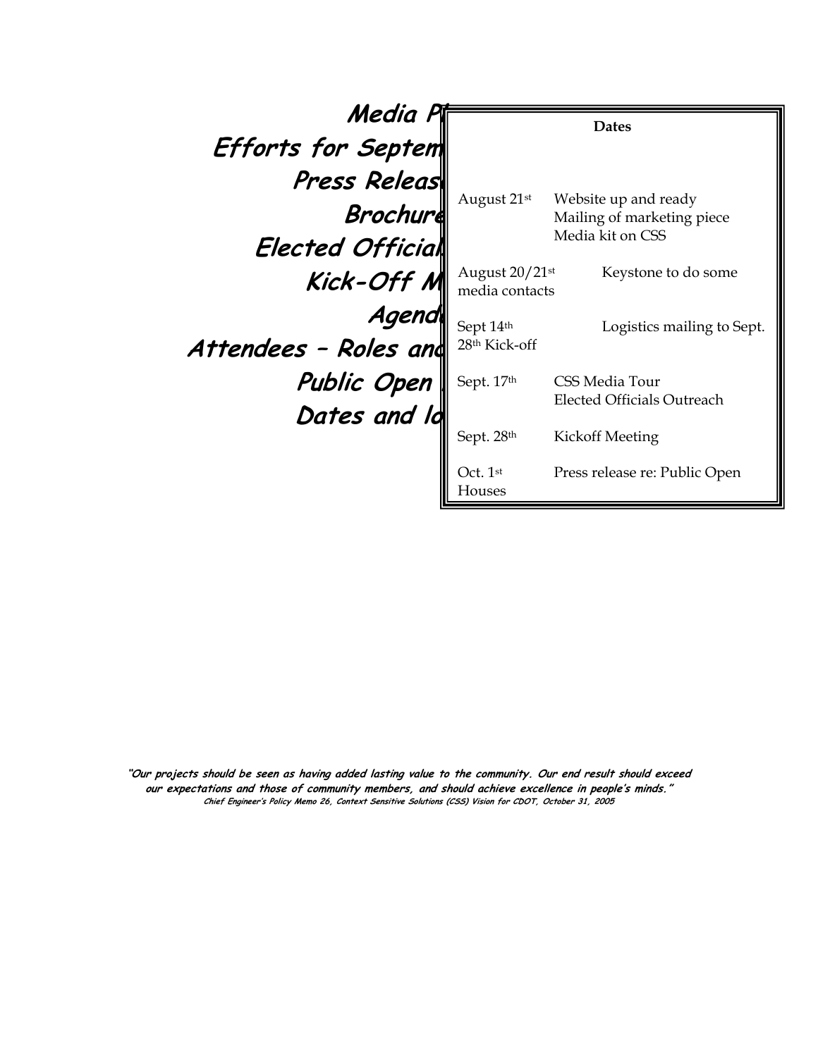Media P
Efforts for Septem
Press Releas
Brochure
Elected Official
Kick-Off M
Agend
Attendees – Roles and
Public Open
Dates and lo

**Dates**

| | |
|---|---|
| August 21st | Website up and ready<br>Mailing of marketing piece<br>Media kit on CSS |
| August 20/21st | Keystone to do some media contacts |
| Sept 14th | Logistics mailing to Sept. 28th Kick-off |
| Sept. 17th | CSS Media Tour<br>Elected Officials Outreach |
| Sept. 28th | Kickoff Meeting |
| Oct. 1st | Press release re: Public Open Houses |

***"Our projects should be seen as having added lasting value to the community. Our end result should exceed our expectations and those of community members, and should achieve excellence in people's minds."***

***Chief Engineer's Policy Memo 26, Context Sensitive Solutions (CSS) Vision for CDOT, October 31, 2005***